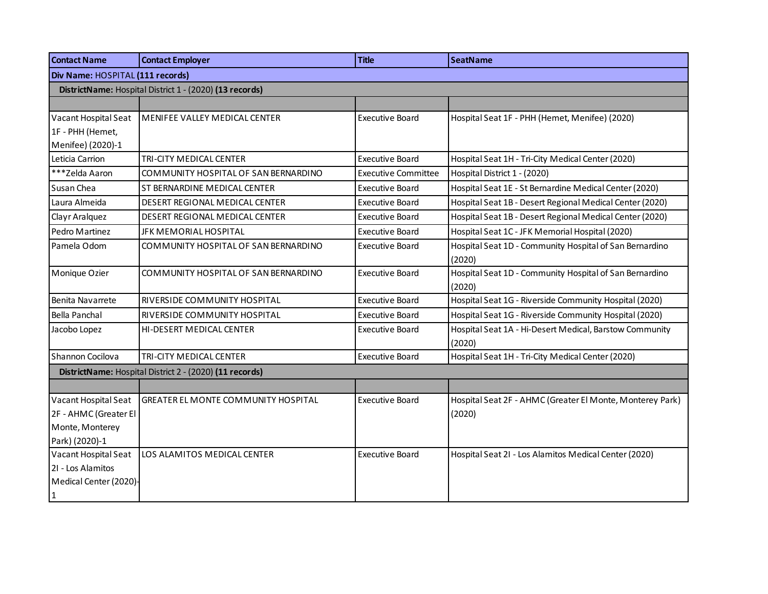| Contact Name | Contact Employer | Title | SeatName |
|---|---|---|---|
| **Div Name:** HOSPITAL **(111 records)** | | | |
| **DistrictName:** Hospital District 1 - (2020) **(13 records)** | | | |
| | | | |
| Vacant Hospital Seat 1F - PHH (Hemet, Menifee) (2020)-1 | MENIFEE VALLEY MEDICAL CENTER | Executive Board | Hospital Seat 1F - PHH (Hemet, Menifee) (2020) |
| Leticia Carrion | TRI-CITY MEDICAL CENTER | Executive Board | Hospital Seat 1H - Tri-City Medical Center (2020) |
| ***Zelda Aaron | COMMUNITY HOSPITAL OF SAN BERNARDINO | Executive Committee | Hospital District 1 - (2020) |
| Susan Chea | ST BERNARDINE MEDICAL CENTER | Executive Board | Hospital Seat 1E - St Bernardine Medical Center (2020) |
| Laura Almeida | DESERT REGIONAL MEDICAL CENTER | Executive Board | Hospital Seat 1B - Desert Regional Medical Center (2020) |
| Clayr Aralquez | DESERT REGIONAL MEDICAL CENTER | Executive Board | Hospital Seat 1B - Desert Regional Medical Center (2020) |
| Pedro Martinez | JFK MEMORIAL HOSPITAL | Executive Board | Hospital Seat 1C - JFK Memorial Hospital (2020) |
| Pamela Odom | COMMUNITY HOSPITAL OF SAN BERNARDINO | Executive Board | Hospital Seat 1D - Community Hospital of San Bernardino (2020) |
| Monique Ozier | COMMUNITY HOSPITAL OF SAN BERNARDINO | Executive Board | Hospital Seat 1D - Community Hospital of San Bernardino (2020) |
| Benita Navarrete | RIVERSIDE COMMUNITY HOSPITAL | Executive Board | Hospital Seat 1G - Riverside Community Hospital (2020) |
| Bella Panchal | RIVERSIDE COMMUNITY HOSPITAL | Executive Board | Hospital Seat 1G - Riverside Community Hospital (2020) |
| Jacobo Lopez | HI-DESERT MEDICAL CENTER | Executive Board | Hospital Seat 1A - Hi-Desert Medical, Barstow Community (2020) |
| Shannon Cocilova | TRI-CITY MEDICAL CENTER | Executive Board | Hospital Seat 1H - Tri-City Medical Center (2020) |
| **DistrictName:** Hospital District 2 - (2020) **(11 records)** | | | |
| | | | |
| Vacant Hospital Seat 2F - AHMC (Greater El Monte, Monterey Park) (2020)-1 | GREATER EL MONTE COMMUNITY HOSPITAL | Executive Board | Hospital Seat 2F - AHMC (Greater El Monte, Monterey Park) (2020) |
| Vacant Hospital Seat 2I - Los Alamitos Medical Center (2020)-1 | LOS ALAMITOS MEDICAL CENTER | Executive Board | Hospital Seat 2I - Los Alamitos Medical Center (2020) |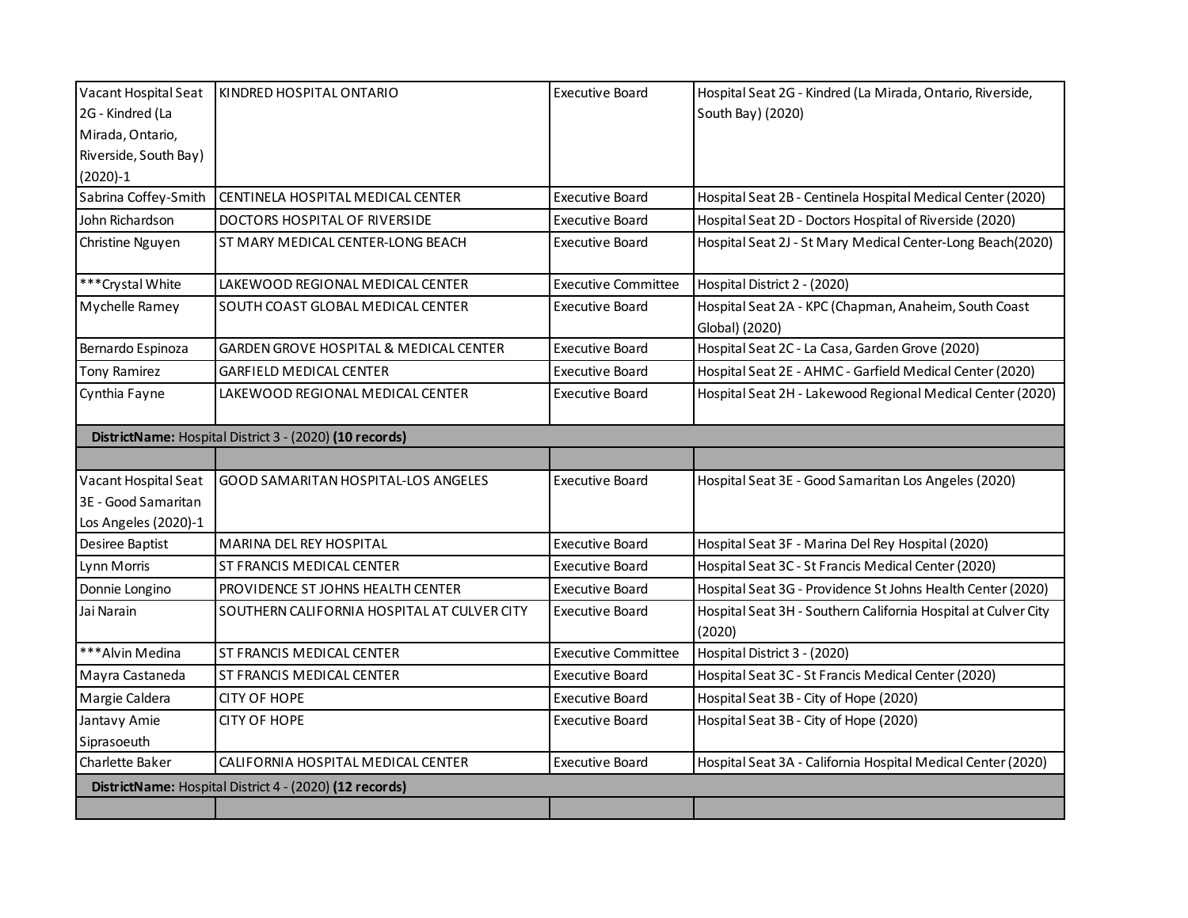| | | | |
|---|---|---|---|
| Vacant Hospital Seat 2G - Kindred (La Mirada, Ontario, Riverside, South Bay) (2020)-1 | KINDRED HOSPITAL ONTARIO | Executive Board | Hospital Seat 2G - Kindred (La Mirada, Ontario, Riverside, South Bay) (2020) |
| Sabrina Coffey-Smith | CENTINELA HOSPITAL MEDICAL CENTER | Executive Board | Hospital Seat 2B - Centinela Hospital Medical Center (2020) |
| John Richardson | DOCTORS HOSPITAL OF RIVERSIDE | Executive Board | Hospital Seat 2D - Doctors Hospital of Riverside (2020) |
| Christine Nguyen | ST MARY MEDICAL CENTER-LONG BEACH | Executive Board | Hospital Seat 2J - St Mary Medical Center-Long Beach(2020) |
| ***Crystal White | LAKEWOOD REGIONAL MEDICAL CENTER | Executive Committee | Hospital District 2 - (2020) |
| Mychelle Ramey | SOUTH COAST GLOBAL MEDICAL CENTER | Executive Board | Hospital Seat 2A - KPC (Chapman, Anaheim, South Coast Global) (2020) |
| Bernardo Espinoza | GARDEN GROVE HOSPITAL & MEDICAL CENTER | Executive Board | Hospital Seat 2C - La Casa, Garden Grove (2020) |
| Tony Ramirez | GARFIELD MEDICAL CENTER | Executive Board | Hospital Seat 2E - AHMC - Garfield Medical Center (2020) |
| Cynthia Fayne | LAKEWOOD REGIONAL MEDICAL CENTER | Executive Board | Hospital Seat 2H - Lakewood Regional Medical Center (2020) |
| **DistrictName:** Hospital District 3 - (2020) **(10 records)** | | | |
| | | | |
| Vacant Hospital Seat 3E - Good Samaritan Los Angeles (2020)-1 | GOOD SAMARITAN HOSPITAL-LOS ANGELES | Executive Board | Hospital Seat 3E - Good Samaritan Los Angeles (2020) |
| Desiree Baptist | MARINA DEL REY HOSPITAL | Executive Board | Hospital Seat 3F - Marina Del Rey Hospital (2020) |
| Lynn Morris | ST FRANCIS MEDICAL CENTER | Executive Board | Hospital Seat 3C - St Francis Medical Center (2020) |
| Donnie Longino | PROVIDENCE ST JOHNS HEALTH CENTER | Executive Board | Hospital Seat 3G - Providence St Johns Health Center (2020) |
| Jai Narain | SOUTHERN CALIFORNIA HOSPITAL AT CULVER CITY | Executive Board | Hospital Seat 3H - Southern California Hospital at Culver City (2020) |
| ***Alvin Medina | ST FRANCIS MEDICAL CENTER | Executive Committee | Hospital District 3 - (2020) |
| Mayra Castaneda | ST FRANCIS MEDICAL CENTER | Executive Board | Hospital Seat 3C - St Francis Medical Center (2020) |
| Margie Caldera | CITY OF HOPE | Executive Board | Hospital Seat 3B - City of Hope (2020) |
| Jantavy Amie Siprasoeuth | CITY OF HOPE | Executive Board | Hospital Seat 3B - City of Hope (2020) |
| Charlette Baker | CALIFORNIA HOSPITAL MEDICAL CENTER | Executive Board | Hospital Seat 3A - California Hospital Medical Center (2020) |
| **DistrictName:** Hospital District 4 - (2020) **(12 records)** | | | |
| | | | |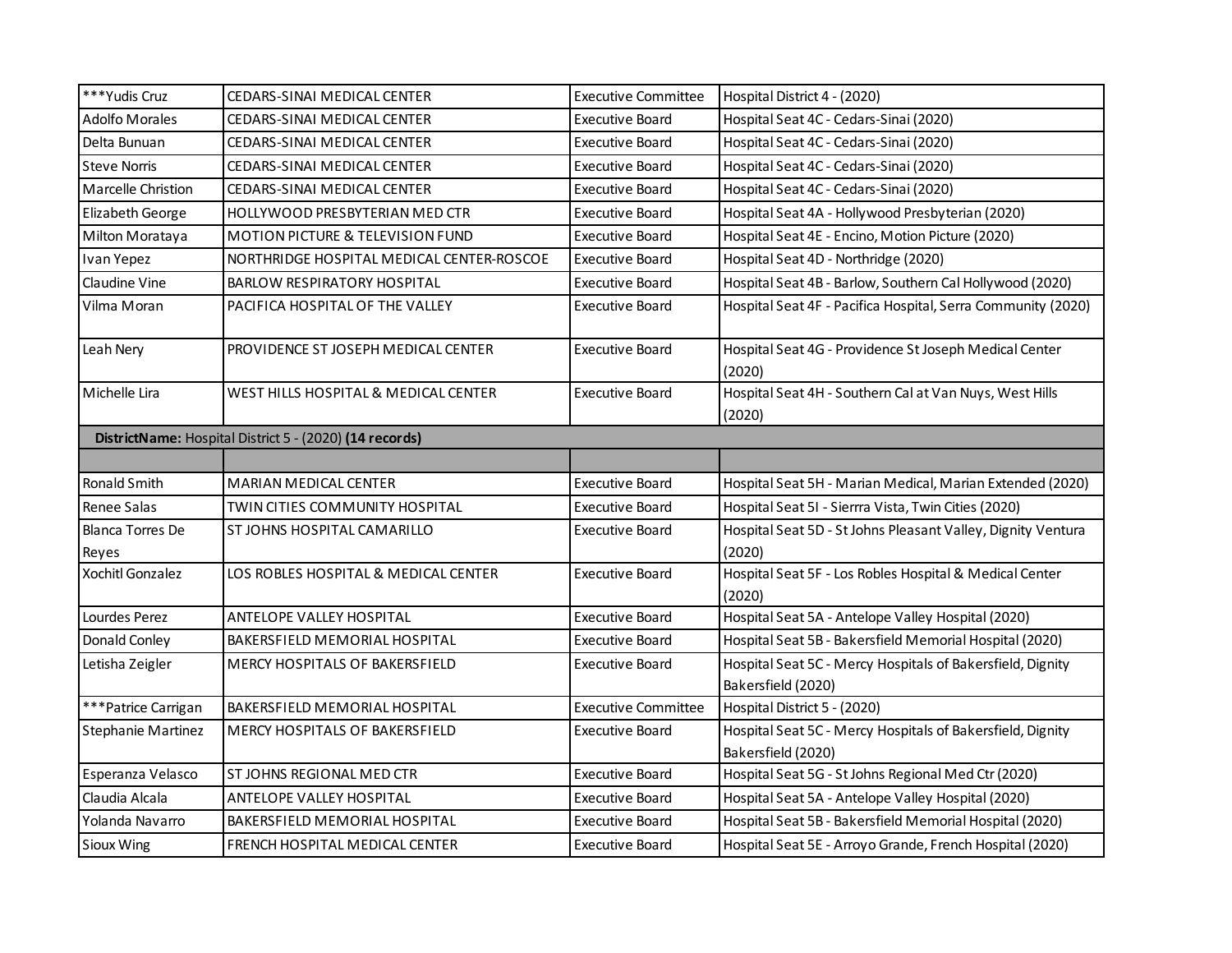| | | | |
|---|---|---|---|
| ***Yudis Cruz | CEDARS-SINAI MEDICAL CENTER | Executive Committee | Hospital District 4 - (2020) |
| Adolfo Morales | CEDARS-SINAI MEDICAL CENTER | Executive Board | Hospital Seat 4C - Cedars-Sinai (2020) |
| Delta Bunuan | CEDARS-SINAI MEDICAL CENTER | Executive Board | Hospital Seat 4C - Cedars-Sinai (2020) |
| Steve Norris | CEDARS-SINAI MEDICAL CENTER | Executive Board | Hospital Seat 4C - Cedars-Sinai (2020) |
| Marcelle Christion | CEDARS-SINAI MEDICAL CENTER | Executive Board | Hospital Seat 4C - Cedars-Sinai (2020) |
| Elizabeth George | HOLLYWOOD PRESBYTERIAN MED CTR | Executive Board | Hospital Seat 4A - Hollywood Presbyterian (2020) |
| Milton Morataya | MOTION PICTURE & TELEVISION FUND | Executive Board | Hospital Seat 4E - Encino, Motion Picture (2020) |
| Ivan Yepez | NORTHRIDGE HOSPITAL MEDICAL CENTER-ROSCOE | Executive Board | Hospital Seat 4D - Northridge (2020) |
| Claudine Vine | BARLOW RESPIRATORY HOSPITAL | Executive Board | Hospital Seat 4B - Barlow, Southern Cal Hollywood (2020) |
| Vilma Moran | PACIFICA HOSPITAL OF THE VALLEY | Executive Board | Hospital Seat 4F - Pacifica Hospital, Serra Community (2020) |
| Leah Nery | PROVIDENCE ST JOSEPH MEDICAL CENTER | Executive Board | Hospital Seat 4G - Providence St Joseph Medical Center (2020) |
| Michelle Lira | WEST HILLS HOSPITAL & MEDICAL CENTER | Executive Board | Hospital Seat 4H - Southern Cal at Van Nuys, West Hills (2020) |
| **DistrictName:** Hospital District 5 - (2020) **(14 records)** | | | |
| | | | |
| Ronald Smith | MARIAN MEDICAL CENTER | Executive Board | Hospital Seat 5H - Marian Medical, Marian Extended (2020) |
| Renee Salas | TWIN CITIES COMMUNITY HOSPITAL | Executive Board | Hospital Seat 5I - Sierrra Vista, Twin Cities (2020) |
| Blanca Torres De Reyes | ST JOHNS HOSPITAL CAMARILLO | Executive Board | Hospital Seat 5D - St Johns Pleasant Valley, Dignity Ventura (2020) |
| Xochitl Gonzalez | LOS ROBLES HOSPITAL & MEDICAL CENTER | Executive Board | Hospital Seat 5F - Los Robles Hospital & Medical Center (2020) |
| Lourdes Perez | ANTELOPE VALLEY HOSPITAL | Executive Board | Hospital Seat 5A - Antelope Valley Hospital (2020) |
| Donald Conley | BAKERSFIELD MEMORIAL HOSPITAL | Executive Board | Hospital Seat 5B - Bakersfield Memorial Hospital (2020) |
| Letisha Zeigler | MERCY HOSPITALS OF BAKERSFIELD | Executive Board | Hospital Seat 5C - Mercy Hospitals of Bakersfield, Dignity Bakersfield (2020) |
| ***Patrice Carrigan | BAKERSFIELD MEMORIAL HOSPITAL | Executive Committee | Hospital District 5 - (2020) |
| Stephanie Martinez | MERCY HOSPITALS OF BAKERSFIELD | Executive Board | Hospital Seat 5C - Mercy Hospitals of Bakersfield, Dignity Bakersfield (2020) |
| Esperanza Velasco | ST JOHNS REGIONAL MED CTR | Executive Board | Hospital Seat 5G - St Johns Regional Med Ctr (2020) |
| Claudia Alcala | ANTELOPE VALLEY HOSPITAL | Executive Board | Hospital Seat 5A - Antelope Valley Hospital (2020) |
| Yolanda Navarro | BAKERSFIELD MEMORIAL HOSPITAL | Executive Board | Hospital Seat 5B - Bakersfield Memorial Hospital (2020) |
| Sioux Wing | FRENCH HOSPITAL MEDICAL CENTER | Executive Board | Hospital Seat 5E - Arroyo Grande, French Hospital (2020) |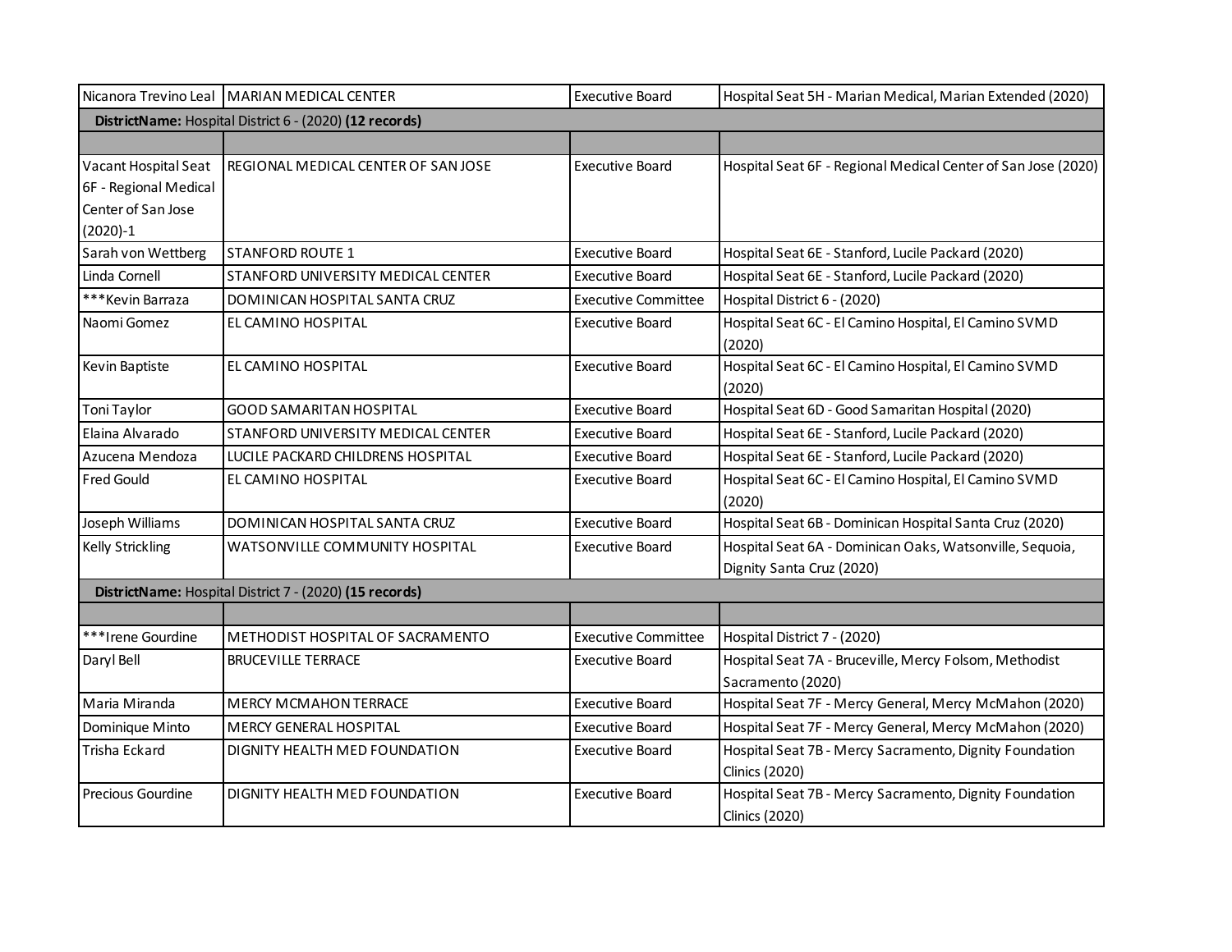| | | | |
|---|---|---|---|
| Nicanora Trevino Leal | MARIAN MEDICAL CENTER | Executive Board | Hospital Seat 5H - Marian Medical, Marian Extended (2020) |
| **DistrictName:** Hospital District 6 - (2020) **(12 records)** | | | |
| | | | |
| Vacant Hospital Seat 6F - Regional Medical Center of San Jose (2020)-1 | REGIONAL MEDICAL CENTER OF SAN JOSE | Executive Board | Hospital Seat 6F - Regional Medical Center of San Jose (2020) |
| Sarah von Wettberg | STANFORD ROUTE 1 | Executive Board | Hospital Seat 6E - Stanford, Lucile Packard (2020) |
| Linda Cornell | STANFORD UNIVERSITY MEDICAL CENTER | Executive Board | Hospital Seat 6E - Stanford, Lucile Packard (2020) |
| ***Kevin Barraza | DOMINICAN HOSPITAL SANTA CRUZ | Executive Committee | Hospital District 6 - (2020) |
| Naomi Gomez | EL CAMINO HOSPITAL | Executive Board | Hospital Seat 6C - El Camino Hospital, El Camino SVMD (2020) |
| Kevin Baptiste | EL CAMINO HOSPITAL | Executive Board | Hospital Seat 6C - El Camino Hospital, El Camino SVMD (2020) |
| Toni Taylor | GOOD SAMARITAN HOSPITAL | Executive Board | Hospital Seat 6D - Good Samaritan Hospital (2020) |
| Elaina Alvarado | STANFORD UNIVERSITY MEDICAL CENTER | Executive Board | Hospital Seat 6E - Stanford, Lucile Packard (2020) |
| Azucena Mendoza | LUCILE PACKARD CHILDRENS HOSPITAL | Executive Board | Hospital Seat 6E - Stanford, Lucile Packard (2020) |
| Fred Gould | EL CAMINO HOSPITAL | Executive Board | Hospital Seat 6C - El Camino Hospital, El Camino SVMD (2020) |
| Joseph Williams | DOMINICAN HOSPITAL SANTA CRUZ | Executive Board | Hospital Seat 6B - Dominican Hospital Santa Cruz (2020) |
| Kelly Strickling | WATSONVILLE COMMUNITY HOSPITAL | Executive Board | Hospital Seat 6A - Dominican Oaks, Watsonville, Sequoia, Dignity Santa Cruz (2020) |
| **DistrictName:** Hospital District 7 - (2020) **(15 records)** | | | |
| | | | |
| ***Irene Gourdine | METHODIST HOSPITAL OF SACRAMENTO | Executive Committee | Hospital District 7 - (2020) |
| Daryl Bell | BRUCEVILLE TERRACE | Executive Board | Hospital Seat 7A - Bruceville, Mercy Folsom, Methodist Sacramento (2020) |
| Maria Miranda | MERCY MCMAHON TERRACE | Executive Board | Hospital Seat 7F - Mercy General, Mercy McMahon (2020) |
| Dominique Minto | MERCY GENERAL HOSPITAL | Executive Board | Hospital Seat 7F - Mercy General, Mercy McMahon (2020) |
| Trisha Eckard | DIGNITY HEALTH MED FOUNDATION | Executive Board | Hospital Seat 7B - Mercy Sacramento, Dignity Foundation Clinics (2020) |
| Precious Gourdine | DIGNITY HEALTH MED FOUNDATION | Executive Board | Hospital Seat 7B - Mercy Sacramento, Dignity Foundation Clinics (2020) |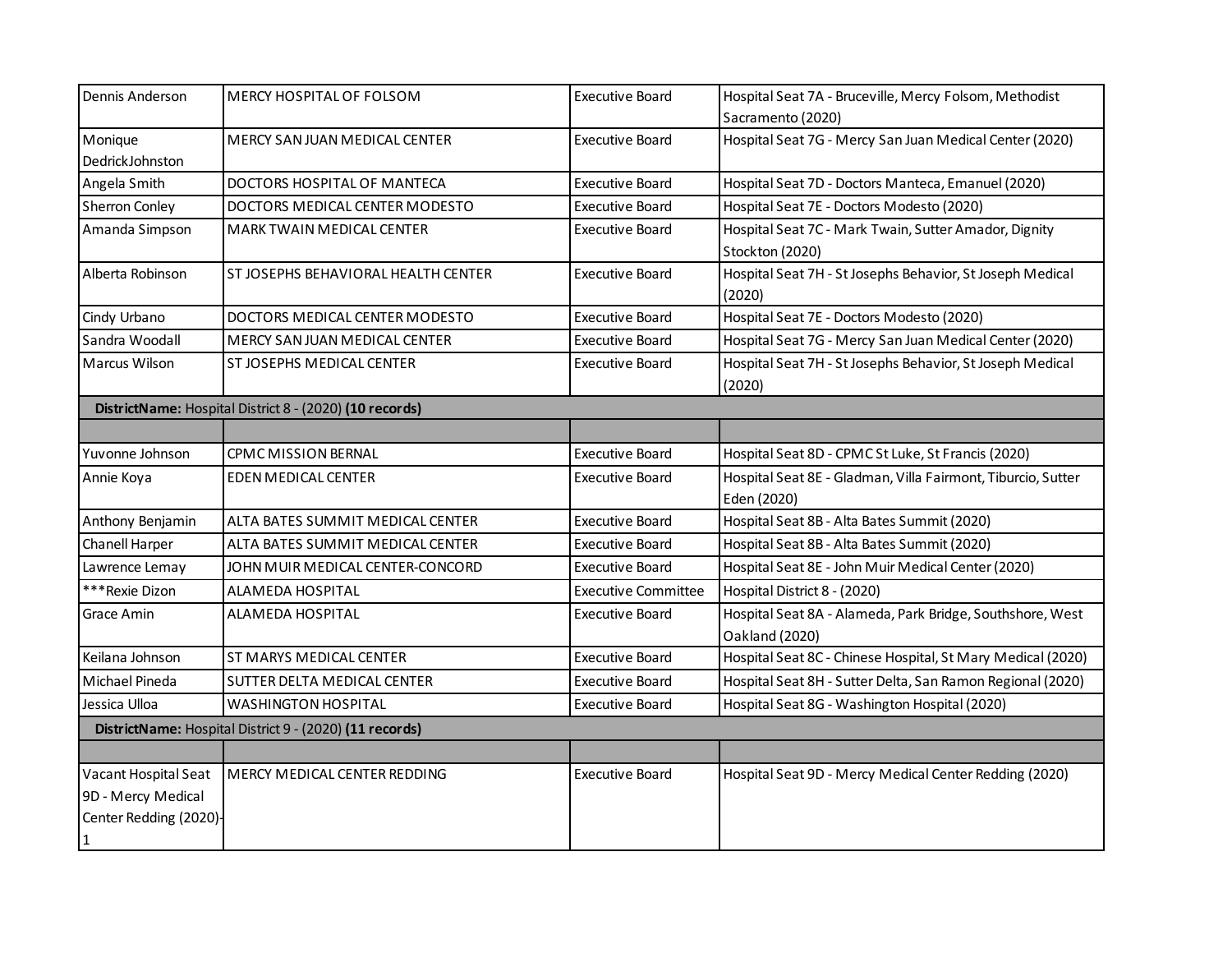| | | | |
|---|---|---|---|
| Dennis Anderson | MERCY HOSPITAL OF FOLSOM | Executive Board | Hospital Seat 7A - Bruceville, Mercy Folsom, Methodist Sacramento (2020) |
| Monique DedrickJohnston | MERCY SAN JUAN MEDICAL CENTER | Executive Board | Hospital Seat 7G - Mercy San Juan Medical Center (2020) |
| Angela Smith | DOCTORS HOSPITAL OF MANTECA | Executive Board | Hospital Seat 7D - Doctors Manteca, Emanuel (2020) |
| Sherron Conley | DOCTORS MEDICAL CENTER MODESTO | Executive Board | Hospital Seat 7E - Doctors Modesto (2020) |
| Amanda Simpson | MARK TWAIN MEDICAL CENTER | Executive Board | Hospital Seat 7C - Mark Twain, Sutter Amador, Dignity Stockton (2020) |
| Alberta Robinson | ST JOSEPHS BEHAVIORAL HEALTH CENTER | Executive Board | Hospital Seat 7H - St Josephs Behavior, St Joseph Medical (2020) |
| Cindy Urbano | DOCTORS MEDICAL CENTER MODESTO | Executive Board | Hospital Seat 7E - Doctors Modesto (2020) |
| Sandra Woodall | MERCY SAN JUAN MEDICAL CENTER | Executive Board | Hospital Seat 7G - Mercy San Juan Medical Center (2020) |
| Marcus Wilson | ST JOSEPHS MEDICAL CENTER | Executive Board | Hospital Seat 7H - St Josephs Behavior, St Joseph Medical (2020) |
| **DistrictName:** Hospital District 8 - (2020) **(10 records)** | | | |
| | | | |
| Yuvonne Johnson | CPMC MISSION BERNAL | Executive Board | Hospital Seat 8D - CPMC St Luke, St Francis (2020) |
| Annie Koya | EDEN MEDICAL CENTER | Executive Board | Hospital Seat 8E - Gladman, Villa Fairmont, Tiburcio, Sutter Eden (2020) |
| Anthony Benjamin | ALTA BATES SUMMIT MEDICAL CENTER | Executive Board | Hospital Seat 8B - Alta Bates Summit (2020) |
| Chanell Harper | ALTA BATES SUMMIT MEDICAL CENTER | Executive Board | Hospital Seat 8B - Alta Bates Summit (2020) |
| Lawrence Lemay | JOHN MUIR MEDICAL CENTER-CONCORD | Executive Board | Hospital Seat 8E - John Muir Medical Center (2020) |
| ***Rexie Dizon | ALAMEDA HOSPITAL | Executive Committee | Hospital District 8 - (2020) |
| Grace Amin | ALAMEDA HOSPITAL | Executive Board | Hospital Seat 8A - Alameda, Park Bridge, Southshore, West Oakland (2020) |
| Keilana Johnson | ST MARYS MEDICAL CENTER | Executive Board | Hospital Seat 8C - Chinese Hospital, St Mary Medical (2020) |
| Michael Pineda | SUTTER DELTA MEDICAL CENTER | Executive Board | Hospital Seat 8H - Sutter Delta, San Ramon Regional (2020) |
| Jessica Ulloa | WASHINGTON HOSPITAL | Executive Board | Hospital Seat 8G - Washington Hospital (2020) |
| **DistrictName:** Hospital District 9 - (2020) **(11 records)** | | | |
| | | | |
| Vacant Hospital Seat 9D - Mercy Medical Center Redding (2020)-1 | MERCY MEDICAL CENTER REDDING | Executive Board | Hospital Seat 9D - Mercy Medical Center Redding (2020) |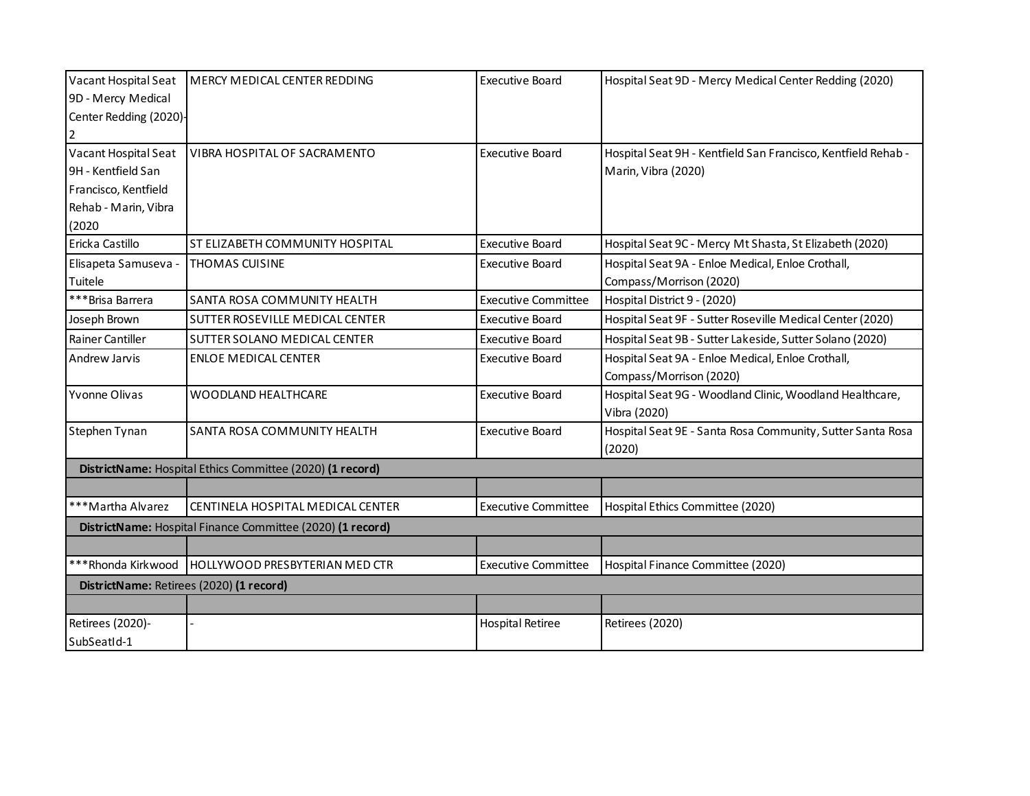| | | | |
|---|---|---|---|
| Vacant Hospital Seat 9D - Mercy Medical Center Redding (2020)-2 | MERCY MEDICAL CENTER REDDING | Executive Board | Hospital Seat 9D - Mercy Medical Center Redding (2020) |
| Vacant Hospital Seat 9H - Kentfield San Francisco, Kentfield Rehab - Marin, Vibra (2020 | VIBRA HOSPITAL OF SACRAMENTO | Executive Board | Hospital Seat 9H - Kentfield San Francisco, Kentfield Rehab - Marin, Vibra (2020) |
| Ericka Castillo | ST ELIZABETH COMMUNITY HOSPITAL | Executive Board | Hospital Seat 9C - Mercy Mt Shasta, St Elizabeth (2020) |
| Elisapeta Samuseva - Tuitele | THOMAS CUISINE | Executive Board | Hospital Seat 9A - Enloe Medical, Enloe Crothall, Compass/Morrison (2020) |
| ***Brisa Barrera | SANTA ROSA COMMUNITY HEALTH | Executive Committee | Hospital District 9 - (2020) |
| Joseph Brown | SUTTER ROSEVILLE MEDICAL CENTER | Executive Board | Hospital Seat 9F - Sutter Roseville Medical Center (2020) |
| Rainer Cantiller | SUTTER SOLANO MEDICAL CENTER | Executive Board | Hospital Seat 9B - Sutter Lakeside, Sutter Solano (2020) |
| Andrew Jarvis | ENLOE MEDICAL CENTER | Executive Board | Hospital Seat 9A - Enloe Medical, Enloe Crothall, Compass/Morrison (2020) |
| Yvonne Olivas | WOODLAND HEALTHCARE | Executive Board | Hospital Seat 9G - Woodland Clinic, Woodland Healthcare, Vibra (2020) |
| Stephen Tynan | SANTA ROSA COMMUNITY HEALTH | Executive Board | Hospital Seat 9E - Santa Rosa Community, Sutter Santa Rosa (2020) |
| **DistrictName:** Hospital Ethics Committee (2020) **(1 record)** | | | |
| | | | |
| ***Martha Alvarez | CENTINELA HOSPITAL MEDICAL CENTER | Executive Committee | Hospital Ethics Committee (2020) |
| **DistrictName:** Hospital Finance Committee (2020) **(1 record)** | | | |
| | | | |
| ***Rhonda Kirkwood | HOLLYWOOD PRESBYTERIAN MED CTR | Executive Committee | Hospital Finance Committee (2020) |
| **DistrictName:** Retirees (2020) **(1 record)** | | | |
| | | | |
| Retirees (2020)-SubSeatId-1 | - | Hospital Retiree | Retirees (2020) |